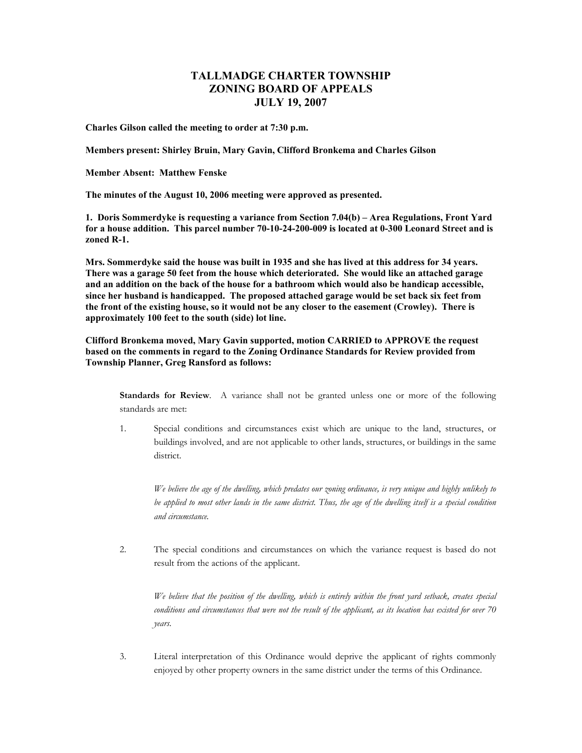# TALLMADGE CHARTER TOWNSHIP
# ZONING BOARD OF APPEALS
# JULY 19, 2007

**Charles Gilson called the meeting to order at 7:30 p.m.**

**Members present: Shirley Bruin, Mary Gavin, Clifford Bronkema and Charles Gilson**

**Member Absent: Matthew Fenske**

**The minutes of the August 10, 2006 meeting were approved as presented.**

**1. Doris Sommerdyke is requesting a variance from Section 7.04(b) – Area Regulations, Front Yard for a house addition. This parcel number 70-10-24-200-009 is located at 0-300 Leonard Street and is zoned R-1.**

**Mrs. Sommerdyke said the house was built in 1935 and she has lived at this address for 34 years. There was a garage 50 feet from the house which deteriorated. She would like an attached garage and an addition on the back of the house for a bathroom which would also be handicap accessible, since her husband is handicapped. The proposed attached garage would be set back six feet from the front of the existing house, so it would not be any closer to the easement (Crowley). There is approximately 100 feet to the south (side) lot line.**

**Clifford Bronkema moved, Mary Gavin supported, motion CARRIED to APPROVE the request based on the comments in regard to the Zoning Ordinance Standards for Review provided from Township Planner, Greg Ransford as follows:**

> **Standards for Review**. A variance shall not be granted unless one or more of the following standards are met:
>
> 1. Special conditions and circumstances exist which are unique to the land, structures, or buildings involved, and are not applicable to other lands, structures, or buildings in the same district.
>
>    *We believe the age of the dwelling, which predates our zoning ordinance, is very unique and highly unlikely to be applied to most other lands in the same district. Thus, the age of the dwelling itself is a special condition and circumstance.*
>
> 2. The special conditions and circumstances on which the variance request is based do not result from the actions of the applicant.
>
>    *We believe that the position of the dwelling, which is entirely within the front yard setback, creates special conditions and circumstances that were not the result of the applicant, as its location has existed for over 70 years.*
>
> 3. Literal interpretation of this Ordinance would deprive the applicant of rights commonly enjoyed by other property owners in the same district under the terms of this Ordinance.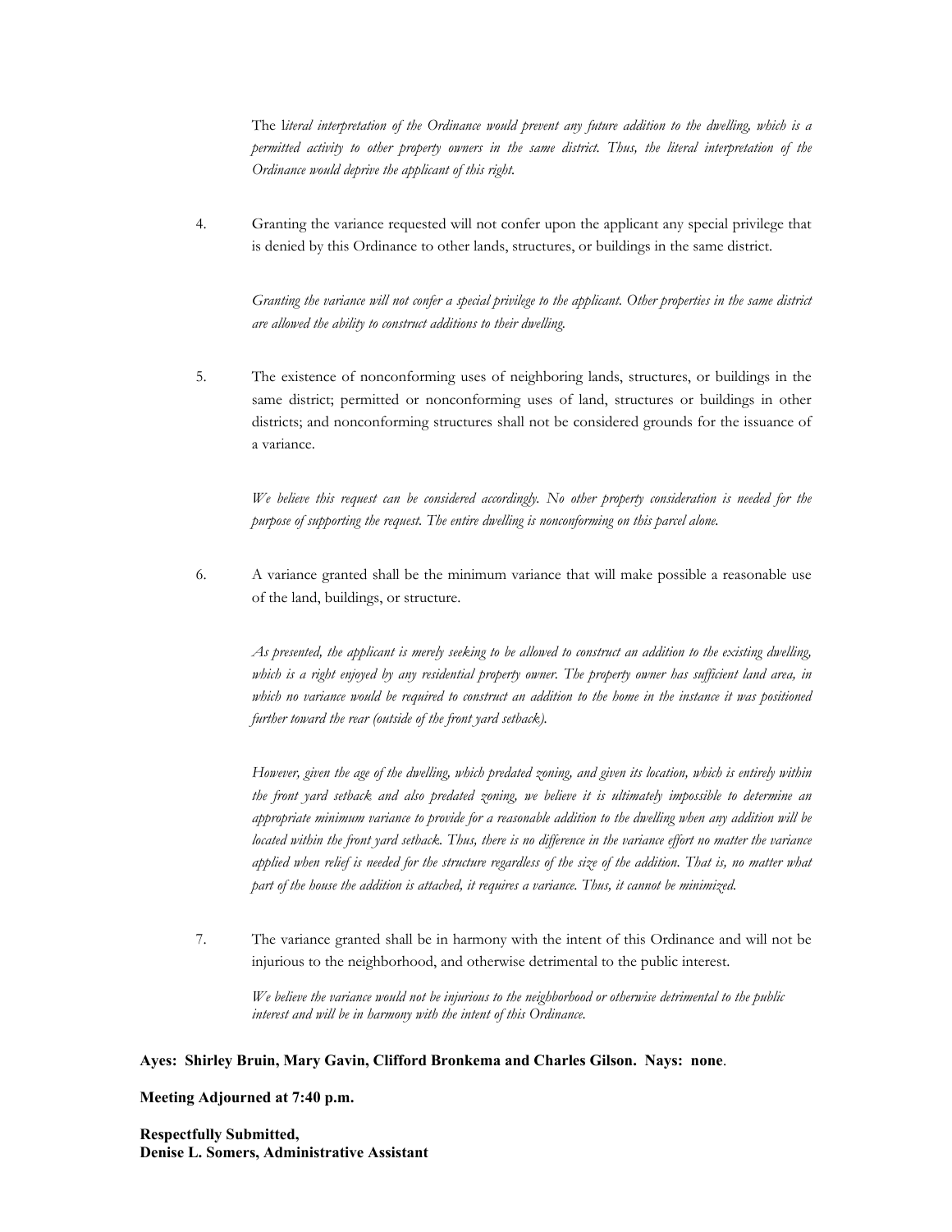*The literal interpretation of the Ordinance would prevent any future addition to the dwelling, which is a permitted activity to other property owners in the same district. Thus, the literal interpretation of the Ordinance would deprive the applicant of this right.*

4. Granting the variance requested will not confer upon the applicant any special privilege that is denied by this Ordinance to other lands, structures, or buildings in the same district.

   *Granting the variance will not confer a special privilege to the applicant. Other properties in the same district are allowed the ability to construct additions to their dwelling.*

5. The existence of nonconforming uses of neighboring lands, structures, or buildings in the same district; permitted or nonconforming uses of land, structures or buildings in other districts; and nonconforming structures shall not be considered grounds for the issuance of a variance.

   *We believe this request can be considered accordingly. No other property consideration is needed for the purpose of supporting the request. The entire dwelling is nonconforming on this parcel alone.*

6. A variance granted shall be the minimum variance that will make possible a reasonable use of the land, buildings, or structure.

   *As presented, the applicant is merely seeking to be allowed to construct an addition to the existing dwelling, which is a right enjoyed by any residential property owner. The property owner has sufficient land area, in which no variance would be required to construct an addition to the home in the instance it was positioned further toward the rear (outside of the front yard setback).*

   *However, given the age of the dwelling, which predated zoning, and given its location, which is entirely within the front yard setback and also predated zoning, we believe it is ultimately impossible to determine an appropriate minimum variance to provide for a reasonable addition to the dwelling when any addition will be located within the front yard setback. Thus, there is no difference in the variance effort no matter the variance applied when relief is needed for the structure regardless of the size of the addition. That is, no matter what part of the house the addition is attached, it requires a variance. Thus, it cannot be minimized.*

7. The variance granted shall be in harmony with the intent of this Ordinance and will not be injurious to the neighborhood, and otherwise detrimental to the public interest.

   *We believe the variance would not be injurious to the neighborhood or otherwise detrimental to the public interest and will be in harmony with the intent of this Ordinance.*

**Ayes: Shirley Bruin, Mary Gavin, Clifford Bronkema and Charles Gilson. Nays: none**.

**Meeting Adjourned at 7:40 p.m.**

**Respectfully Submitted,**
**Denise L. Somers, Administrative Assistant**